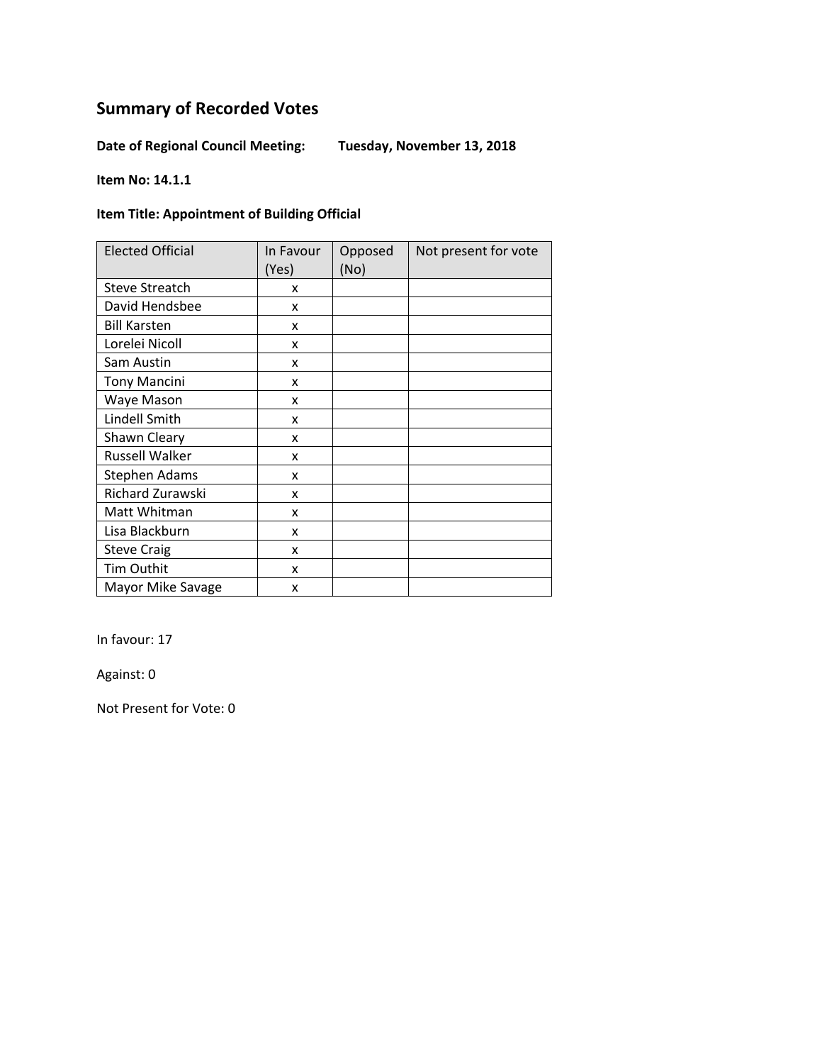# Summary of Recorded Votes

**Date of Regional Council Meeting:** **Tuesday, November 13, 2018**

**Item No: 14.1.1**

**Item Title: Appointment of Building Official**

| Elected Official | In Favour (Yes) | Opposed (No) | Not present for vote |
|---|---|---|---|
| Steve Streatch | x | | |
| David Hendsbee | x | | |
| Bill Karsten | x | | |
| Lorelei Nicoll | x | | |
| Sam Austin | x | | |
| Tony Mancini | x | | |
| Waye Mason | x | | |
| Lindell Smith | x | | |
| Shawn Cleary | x | | |
| Russell Walker | x | | |
| Stephen Adams | x | | |
| Richard Zurawski | x | | |
| Matt Whitman | x | | |
| Lisa Blackburn | x | | |
| Steve Craig | x | | |
| Tim Outhit | x | | |
| Mayor Mike Savage | x | | |

In favour: 17

Against: 0

Not Present for Vote: 0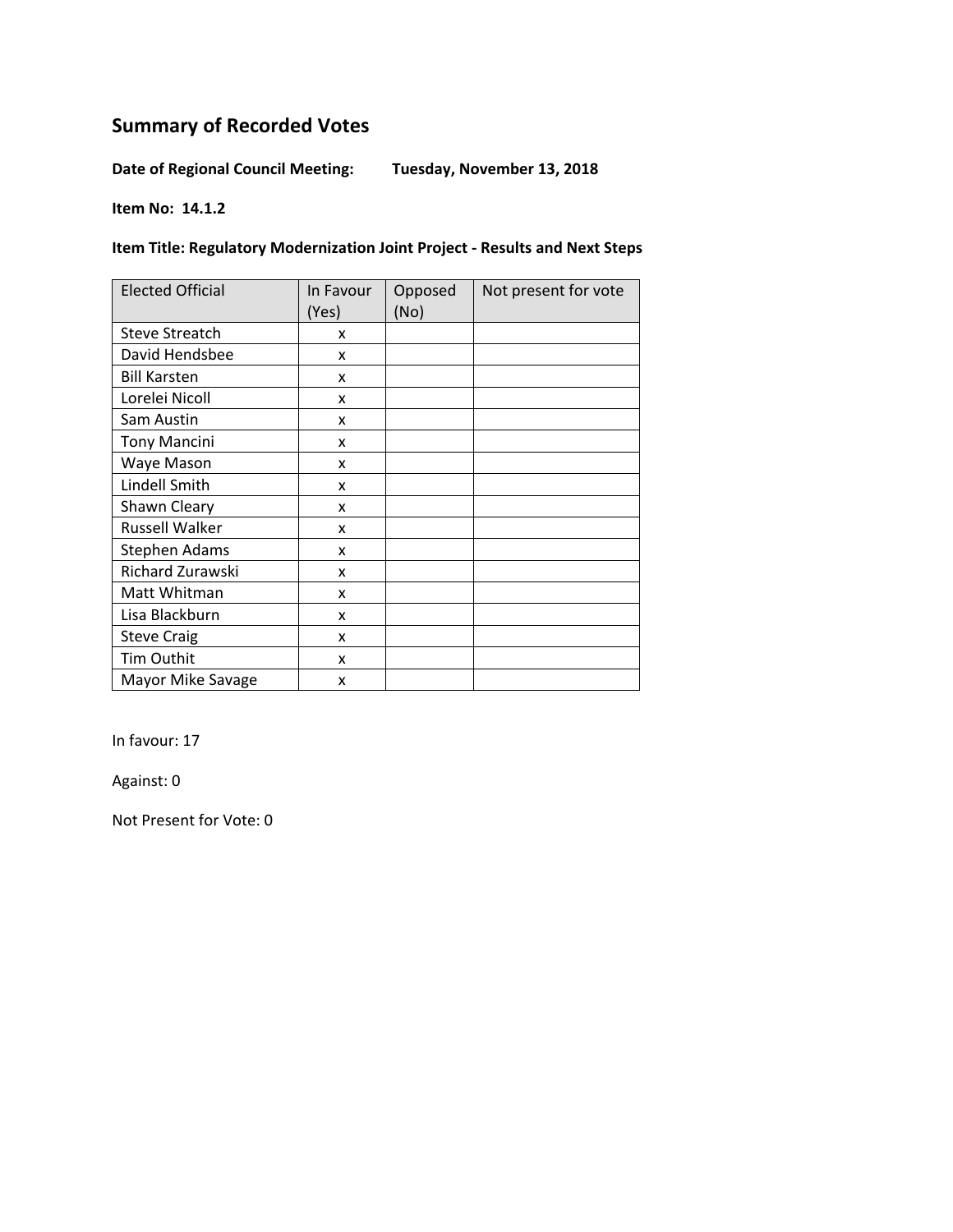# Summary of Recorded Votes

**Date of Regional Council Meeting: Tuesday, November 13, 2018**

**Item No: 14.1.2**

**Item Title: Regulatory Modernization Joint Project - Results and Next Steps**

| Elected Official | In Favour (Yes) | Opposed (No) | Not present for vote |
|---|---|---|---|
| Steve Streatch | x | | |
| David Hendsbee | x | | |
| Bill Karsten | x | | |
| Lorelei Nicoll | x | | |
| Sam Austin | x | | |
| Tony Mancini | x | | |
| Waye Mason | x | | |
| Lindell Smith | x | | |
| Shawn Cleary | x | | |
| Russell Walker | x | | |
| Stephen Adams | x | | |
| Richard Zurawski | x | | |
| Matt Whitman | x | | |
| Lisa Blackburn | x | | |
| Steve Craig | x | | |
| Tim Outhit | x | | |
| Mayor Mike Savage | x | | |

In favour: 17

Against: 0

Not Present for Vote: 0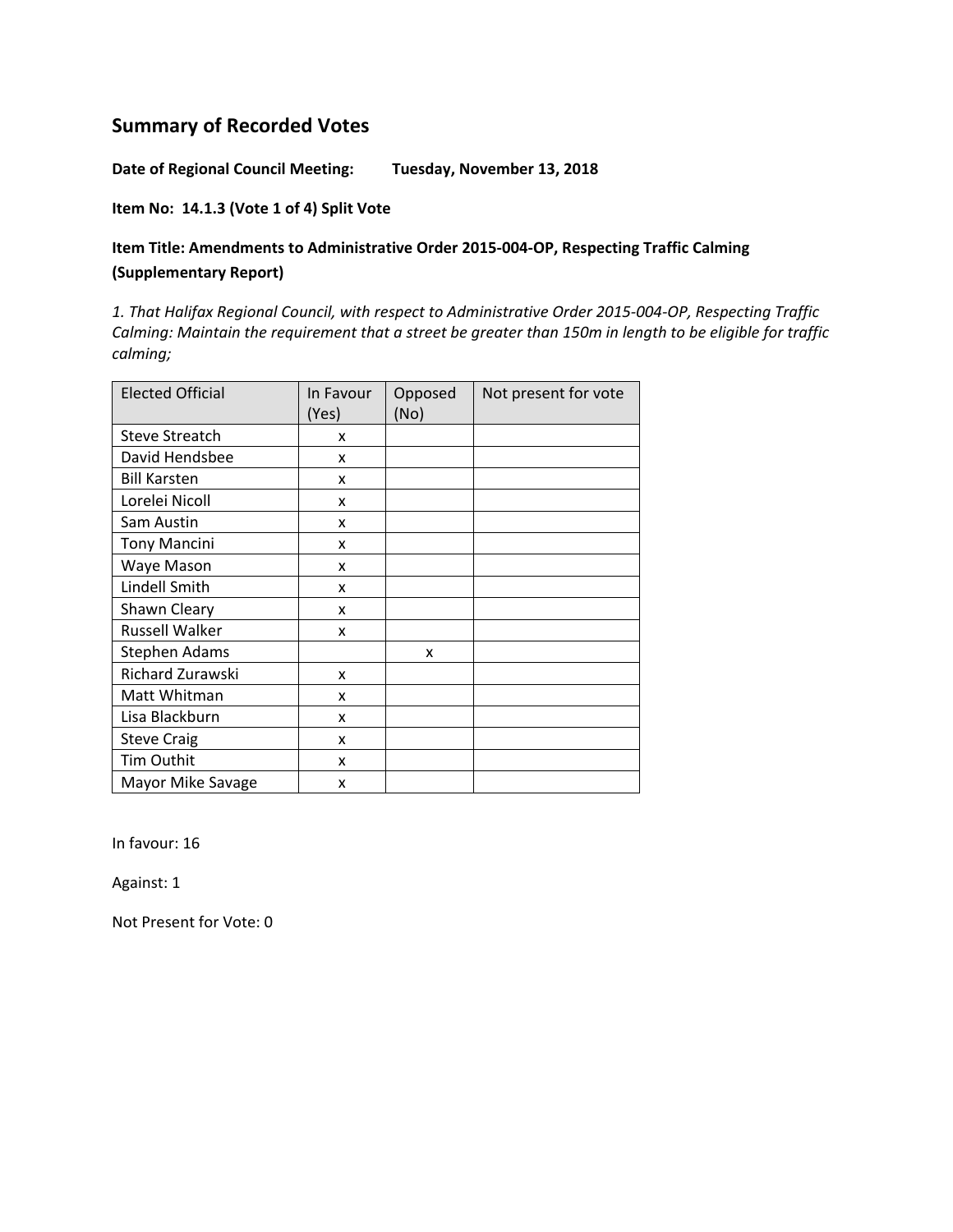## Summary of Recorded Votes

**Date of Regional Council Meeting: Tuesday, November 13, 2018**

**Item No: 14.1.3 (Vote 1 of 4) Split Vote**

**Item Title: Amendments to Administrative Order 2015-004-OP, Respecting Traffic Calming (Supplementary Report)**

*1. That Halifax Regional Council, with respect to Administrative Order 2015-004-OP, Respecting Traffic Calming: Maintain the requirement that a street be greater than 150m in length to be eligible for traffic calming;*

| Elected Official | In Favour (Yes) | Opposed (No) | Not present for vote |
|---|---|---|---|
| Steve Streatch | x | | |
| David Hendsbee | x | | |
| Bill Karsten | x | | |
| Lorelei Nicoll | x | | |
| Sam Austin | x | | |
| Tony Mancini | x | | |
| Waye Mason | x | | |
| Lindell Smith | x | | |
| Shawn Cleary | x | | |
| Russell Walker | x | | |
| Stephen Adams | | x | |
| Richard Zurawski | x | | |
| Matt Whitman | x | | |
| Lisa Blackburn | x | | |
| Steve Craig | x | | |
| Tim Outhit | x | | |
| Mayor Mike Savage | x | | |

In favour: 16

Against: 1

Not Present for Vote: 0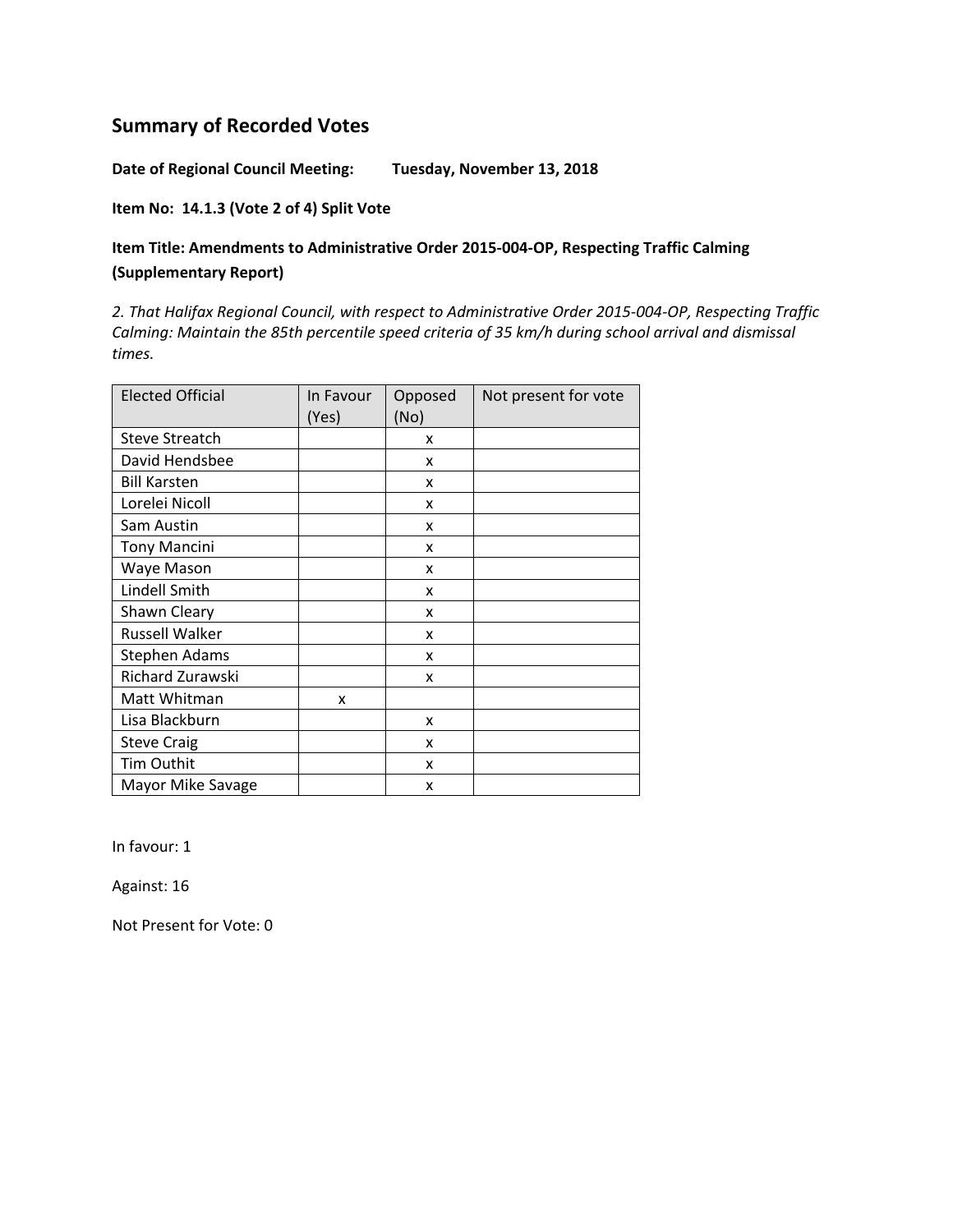## Summary of Recorded Votes

**Date of Regional Council Meeting:** **Tuesday, November 13, 2018**

**Item No: 14.1.3 (Vote 2 of 4) Split Vote**

**Item Title: Amendments to Administrative Order 2015-004-OP, Respecting Traffic Calming (Supplementary Report)**

*2. That Halifax Regional Council, with respect to Administrative Order 2015-004-OP, Respecting Traffic Calming: Maintain the 85th percentile speed criteria of 35 km/h during school arrival and dismissal times.*

| Elected Official | In Favour (Yes) | Opposed (No) | Not present for vote |
|---|---|---|---|
| Steve Streatch | | x | |
| David Hendsbee | | x | |
| Bill Karsten | | x | |
| Lorelei Nicoll | | x | |
| Sam Austin | | x | |
| Tony Mancini | | x | |
| Waye Mason | | x | |
| Lindell Smith | | x | |
| Shawn Cleary | | x | |
| Russell Walker | | x | |
| Stephen Adams | | x | |
| Richard Zurawski | | x | |
| Matt Whitman | x | | |
| Lisa Blackburn | | x | |
| Steve Craig | | x | |
| Tim Outhit | | x | |
| Mayor Mike Savage | | x | |

In favour: 1

Against: 16

Not Present for Vote: 0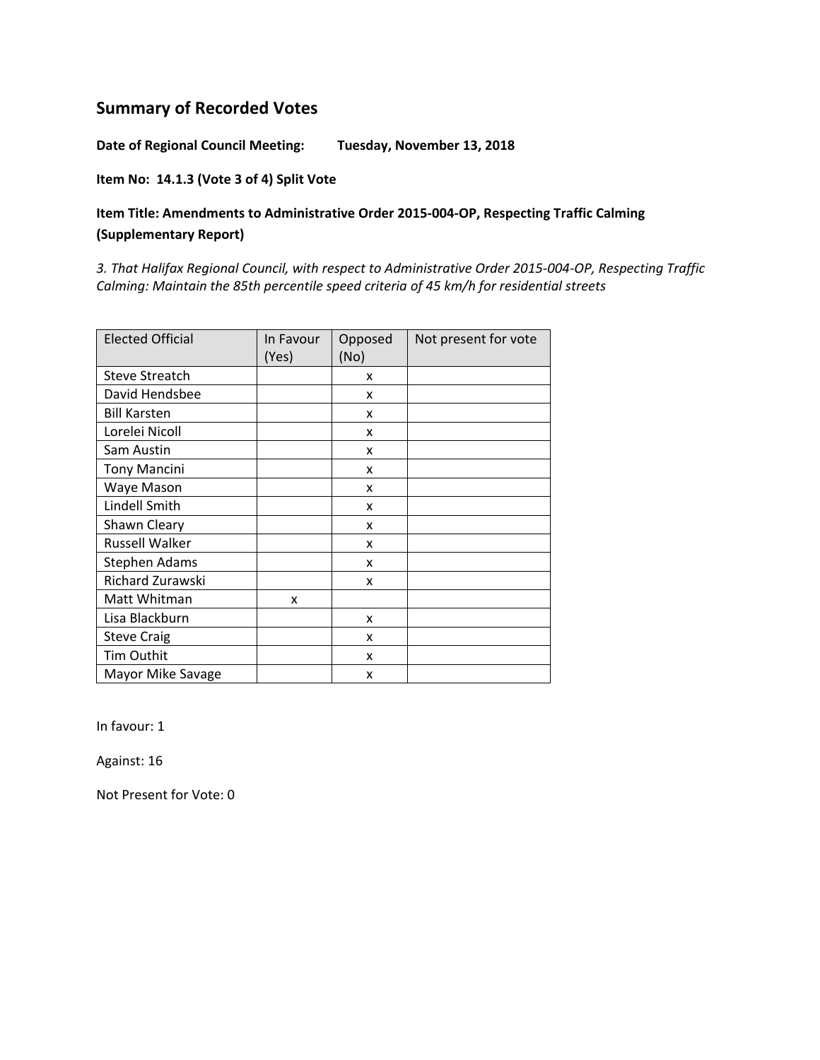## Summary of Recorded Votes

**Date of Regional Council Meeting:** **Tuesday, November 13, 2018**

**Item No: 14.1.3 (Vote 3 of 4) Split Vote**

**Item Title: Amendments to Administrative Order 2015-004-OP, Respecting Traffic Calming (Supplementary Report)**

*3. That Halifax Regional Council, with respect to Administrative Order 2015-004-OP, Respecting Traffic Calming: Maintain the 85th percentile speed criteria of 45 km/h for residential streets*

| Elected Official | In Favour (Yes) | Opposed (No) | Not present for vote |
|---|---|---|---|
| Steve Streatch | | x | |
| David Hendsbee | | x | |
| Bill Karsten | | x | |
| Lorelei Nicoll | | x | |
| Sam Austin | | x | |
| Tony Mancini | | x | |
| Waye Mason | | x | |
| Lindell Smith | | x | |
| Shawn Cleary | | x | |
| Russell Walker | | x | |
| Stephen Adams | | x | |
| Richard Zurawski | | x | |
| Matt Whitman | x | | |
| Lisa Blackburn | | x | |
| Steve Craig | | x | |
| Tim Outhit | | x | |
| Mayor Mike Savage | | x | |

In favour: 1

Against: 16

Not Present for Vote: 0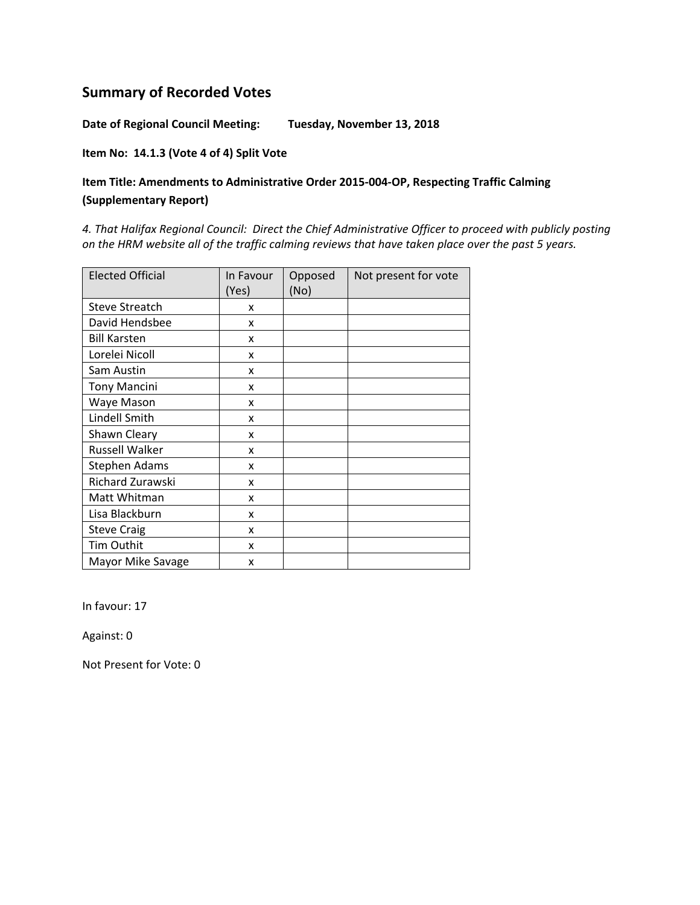## Summary of Recorded Votes

**Date of Regional Council Meeting: Tuesday, November 13, 2018**

**Item No: 14.1.3 (Vote 4 of 4) Split Vote**

**Item Title: Amendments to Administrative Order 2015-004-OP, Respecting Traffic Calming (Supplementary Report)**

*4. That Halifax Regional Council: Direct the Chief Administrative Officer to proceed with publicly posting on the HRM website all of the traffic calming reviews that have taken place over the past 5 years.*

| Elected Official | In Favour (Yes) | Opposed (No) | Not present for vote |
|---|---|---|---|
| Steve Streatch | x | | |
| David Hendsbee | x | | |
| Bill Karsten | x | | |
| Lorelei Nicoll | x | | |
| Sam Austin | x | | |
| Tony Mancini | x | | |
| Waye Mason | x | | |
| Lindell Smith | x | | |
| Shawn Cleary | x | | |
| Russell Walker | x | | |
| Stephen Adams | x | | |
| Richard Zurawski | x | | |
| Matt Whitman | x | | |
| Lisa Blackburn | x | | |
| Steve Craig | x | | |
| Tim Outhit | x | | |
| Mayor Mike Savage | x | | |

In favour: 17

Against: 0

Not Present for Vote: 0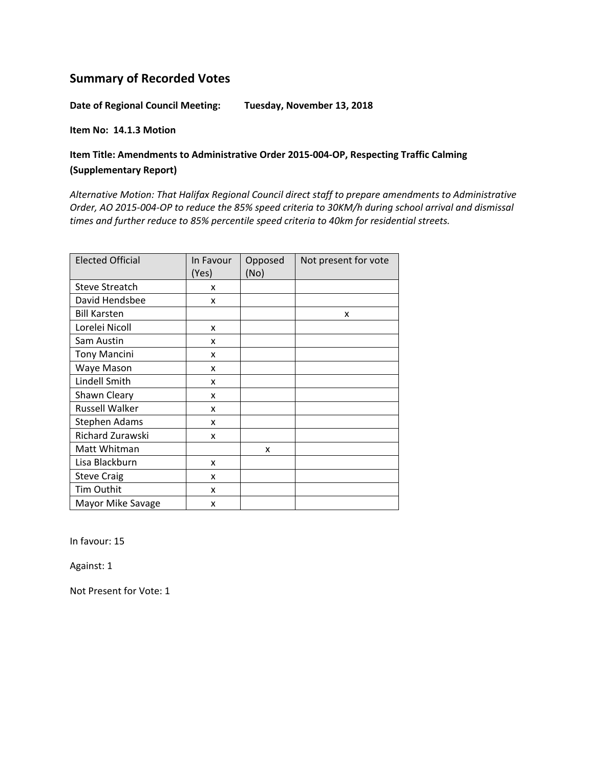# Summary of Recorded Votes

**Date of Regional Council Meeting:** **Tuesday, November 13, 2018**

**Item No: 14.1.3 Motion**

**Item Title: Amendments to Administrative Order 2015-004-OP, Respecting Traffic Calming (Supplementary Report)**

*Alternative Motion: That Halifax Regional Council direct staff to prepare amendments to Administrative Order, AO 2015-004-OP to reduce the 85% speed criteria to 30KM/h during school arrival and dismissal times and further reduce to 85% percentile speed criteria to 40km for residential streets.*

| Elected Official | In Favour (Yes) | Opposed (No) | Not present for vote |
|---|---|---|---|
| Steve Streatch | x | | |
| David Hendsbee | x | | |
| Bill Karsten | | | x |
| Lorelei Nicoll | x | | |
| Sam Austin | x | | |
| Tony Mancini | x | | |
| Waye Mason | x | | |
| Lindell Smith | x | | |
| Shawn Cleary | x | | |
| Russell Walker | x | | |
| Stephen Adams | x | | |
| Richard Zurawski | x | | |
| Matt Whitman | | x | |
| Lisa Blackburn | x | | |
| Steve Craig | x | | |
| Tim Outhit | x | | |
| Mayor Mike Savage | x | | |

In favour: 15

Against: 1

Not Present for Vote: 1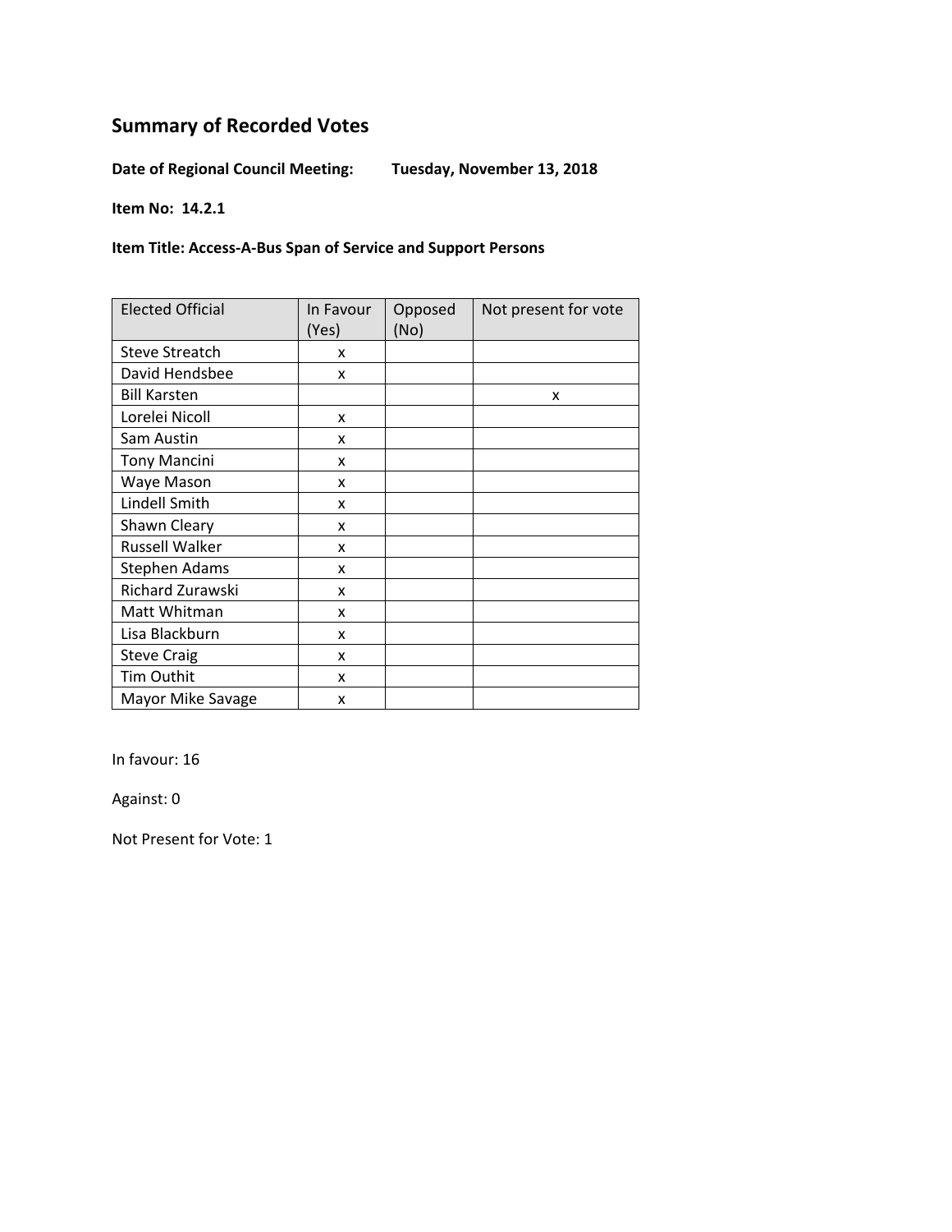## Summary of Recorded Votes

**Date of Regional Council Meeting:** **Tuesday, November 13, 2018**

**Item No: 14.2.1**

**Item Title: Access-A-Bus Span of Service and Support Persons**

| Elected Official | In Favour (Yes) | Opposed (No) | Not present for vote |
|---|---|---|---|
| Steve Streatch | x | | |
| David Hendsbee | x | | |
| Bill Karsten | | | x |
| Lorelei Nicoll | x | | |
| Sam Austin | x | | |
| Tony Mancini | x | | |
| Waye Mason | x | | |
| Lindell Smith | x | | |
| Shawn Cleary | x | | |
| Russell Walker | x | | |
| Stephen Adams | x | | |
| Richard Zurawski | x | | |
| Matt Whitman | x | | |
| Lisa Blackburn | x | | |
| Steve Craig | x | | |
| Tim Outhit | x | | |
| Mayor Mike Savage | x | | |

In favour: 16

Against: 0

Not Present for Vote: 1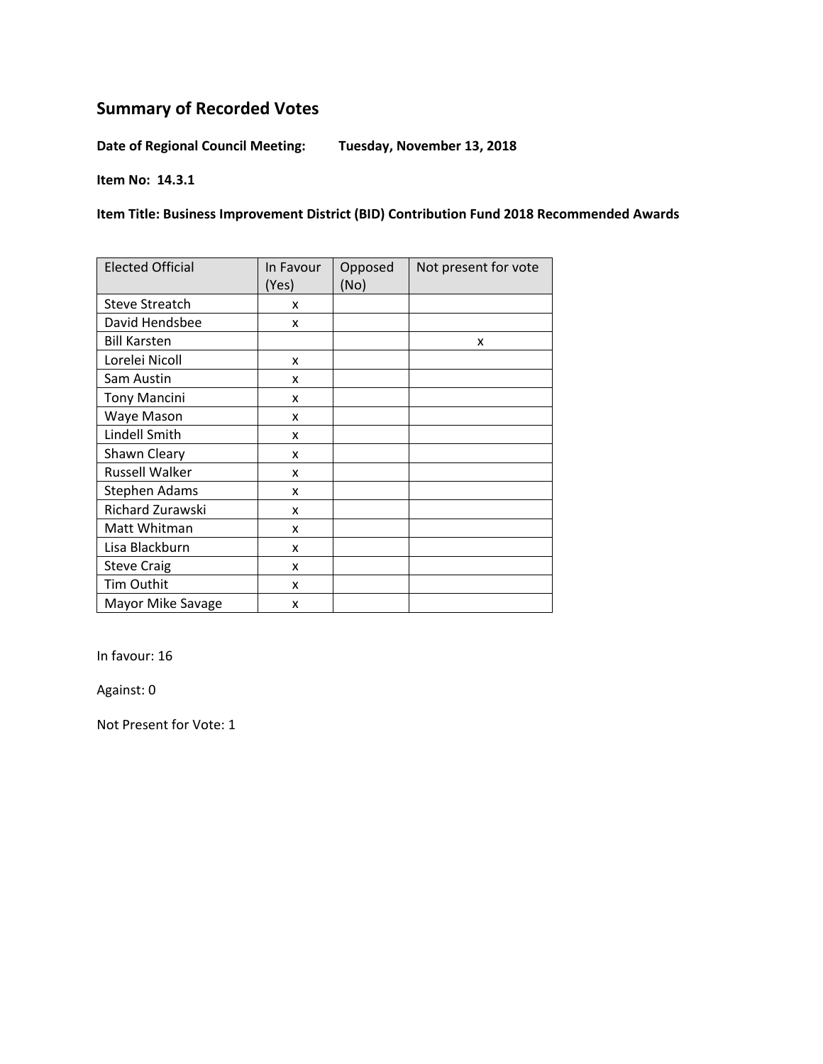# Summary of Recorded Votes

**Date of Regional Council Meeting:** **Tuesday, November 13, 2018**

**Item No: 14.3.1**

**Item Title: Business Improvement District (BID) Contribution Fund 2018 Recommended Awards**

| Elected Official | In Favour (Yes) | Opposed (No) | Not present for vote |
|---|---|---|---|
| Steve Streatch | x | | |
| David Hendsbee | x | | |
| Bill Karsten | | | x |
| Lorelei Nicoll | x | | |
| Sam Austin | x | | |
| Tony Mancini | x | | |
| Waye Mason | x | | |
| Lindell Smith | x | | |
| Shawn Cleary | x | | |
| Russell Walker | x | | |
| Stephen Adams | x | | |
| Richard Zurawski | x | | |
| Matt Whitman | x | | |
| Lisa Blackburn | x | | |
| Steve Craig | x | | |
| Tim Outhit | x | | |
| Mayor Mike Savage | x | | |

In favour: 16

Against: 0

Not Present for Vote: 1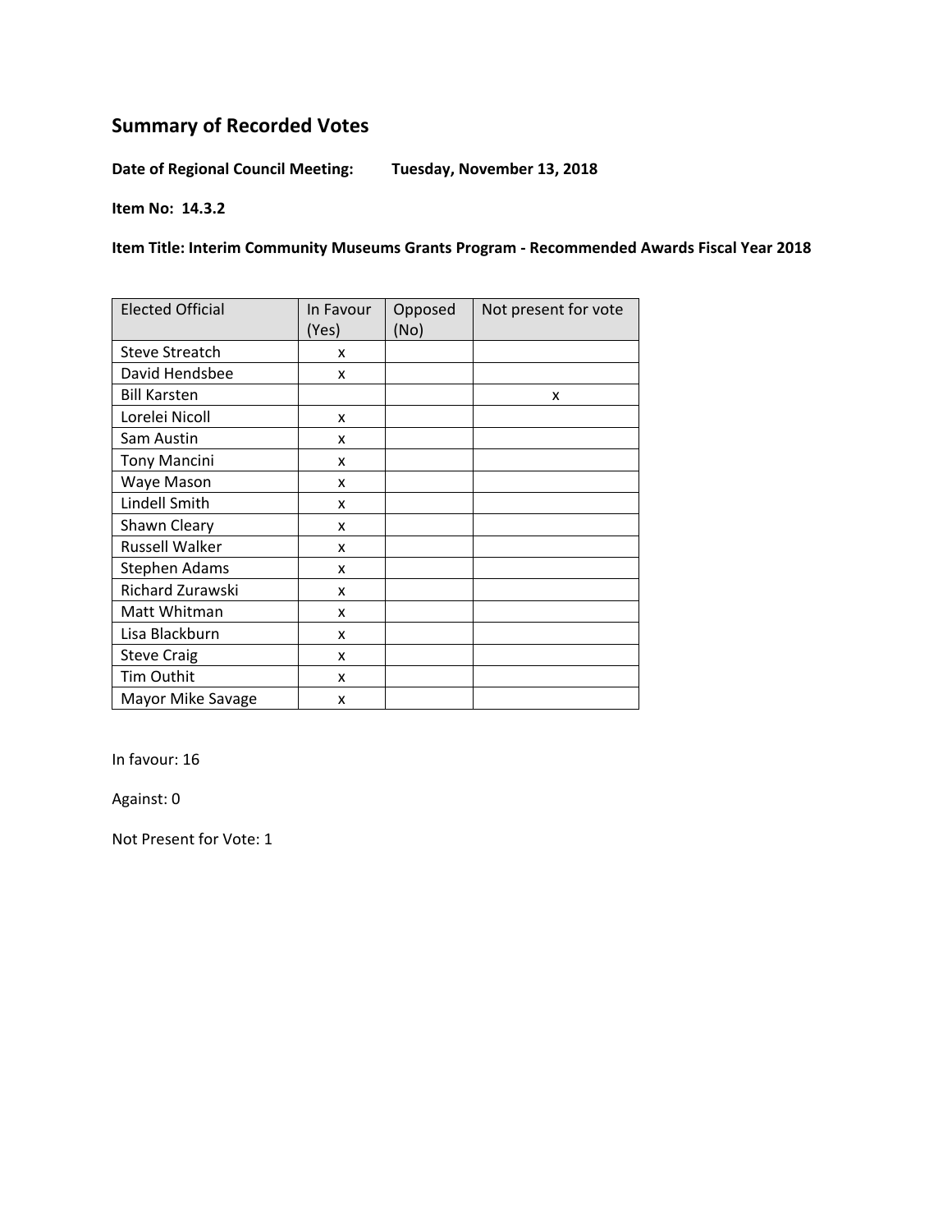## Summary of Recorded Votes

**Date of Regional Council Meeting:** **Tuesday, November 13, 2018**

**Item No: 14.3.2**

**Item Title: Interim Community Museums Grants Program - Recommended Awards Fiscal Year 2018**

| Elected Official | In Favour (Yes) | Opposed (No) | Not present for vote |
|---|---|---|---|
| Steve Streatch | x | | |
| David Hendsbee | x | | |
| Bill Karsten | | | x |
| Lorelei Nicoll | x | | |
| Sam Austin | x | | |
| Tony Mancini | x | | |
| Waye Mason | x | | |
| Lindell Smith | x | | |
| Shawn Cleary | x | | |
| Russell Walker | x | | |
| Stephen Adams | x | | |
| Richard Zurawski | x | | |
| Matt Whitman | x | | |
| Lisa Blackburn | x | | |
| Steve Craig | x | | |
| Tim Outhit | x | | |
| Mayor Mike Savage | x | | |

In favour: 16

Against: 0

Not Present for Vote: 1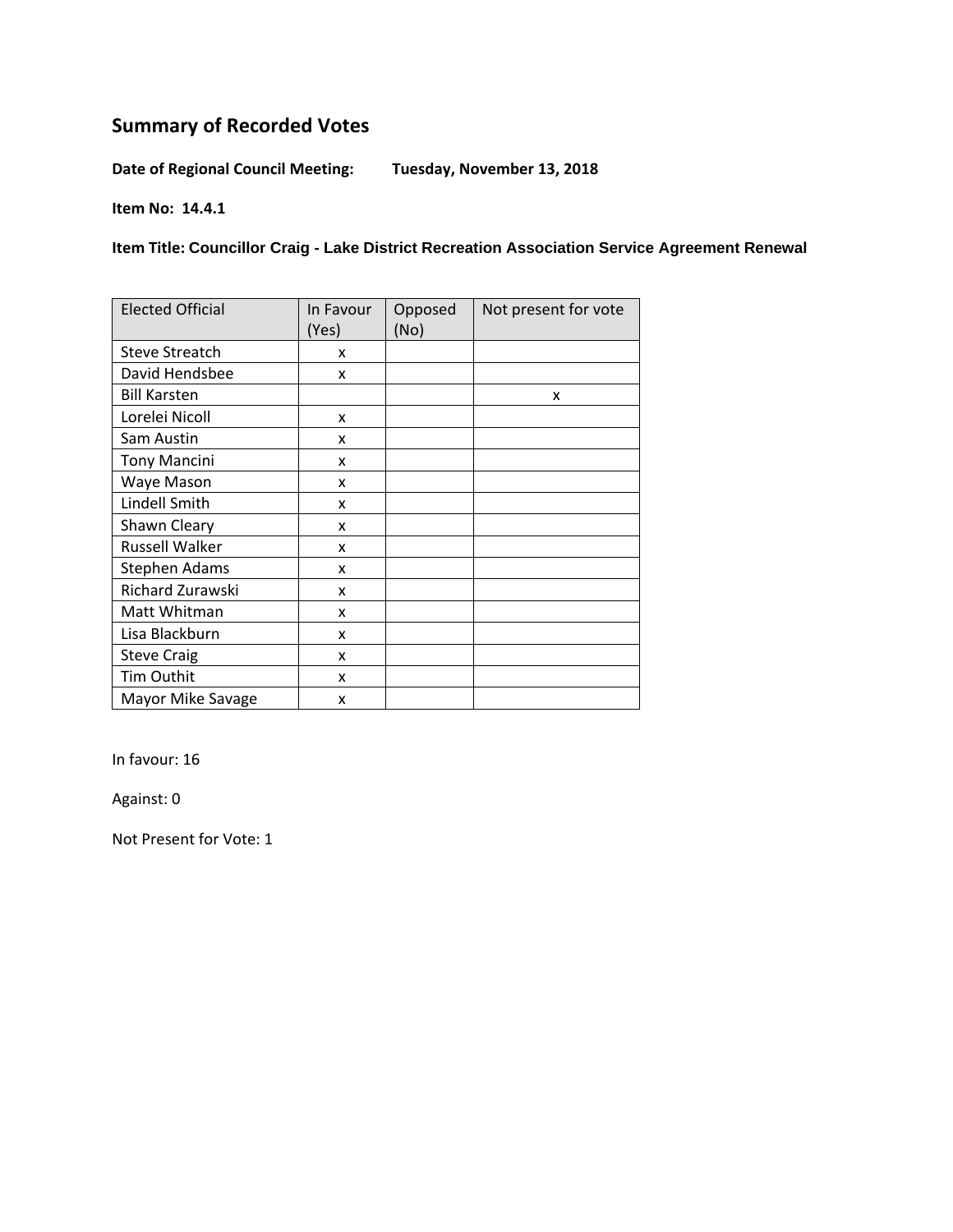# Summary of Recorded Votes

**Date of Regional Council Meeting:** **Tuesday, November 13, 2018**

**Item No: 14.4.1**

**Item Title: Councillor Craig - Lake District Recreation Association Service Agreement Renewal**

| Elected Official | In Favour (Yes) | Opposed (No) | Not present for vote |
|---|---|---|---|
| Steve Streatch | x | | |
| David Hendsbee | x | | |
| Bill Karsten | | | x |
| Lorelei Nicoll | x | | |
| Sam Austin | x | | |
| Tony Mancini | x | | |
| Waye Mason | x | | |
| Lindell Smith | x | | |
| Shawn Cleary | x | | |
| Russell Walker | x | | |
| Stephen Adams | x | | |
| Richard Zurawski | x | | |
| Matt Whitman | x | | |
| Lisa Blackburn | x | | |
| Steve Craig | x | | |
| Tim Outhit | x | | |
| Mayor Mike Savage | x | | |

In favour: 16

Against: 0

Not Present for Vote: 1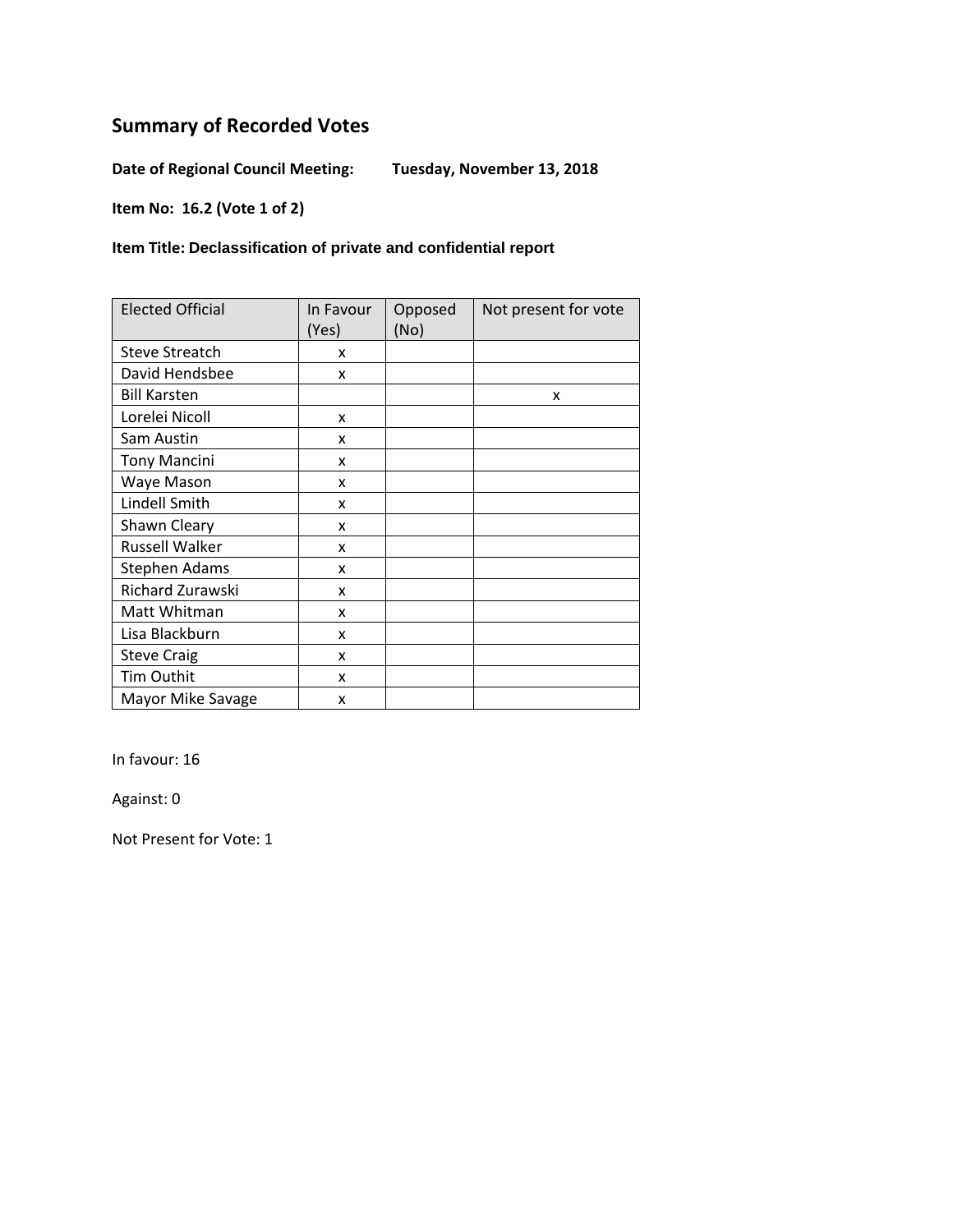# Summary of Recorded Votes

**Date of Regional Council Meeting:** **Tuesday, November 13, 2018**

**Item No: 16.2 (Vote 1 of 2)**

**Item Title: Declassification of private and confidential report**

| Elected Official | In Favour (Yes) | Opposed (No) | Not present for vote |
|---|---|---|---|
| Steve Streatch | x | | |
| David Hendsbee | x | | |
| Bill Karsten | | | x |
| Lorelei Nicoll | x | | |
| Sam Austin | x | | |
| Tony Mancini | x | | |
| Waye Mason | x | | |
| Lindell Smith | x | | |
| Shawn Cleary | x | | |
| Russell Walker | x | | |
| Stephen Adams | x | | |
| Richard Zurawski | x | | |
| Matt Whitman | x | | |
| Lisa Blackburn | x | | |
| Steve Craig | x | | |
| Tim Outhit | x | | |
| Mayor Mike Savage | x | | |

In favour: 16

Against: 0

Not Present for Vote: 1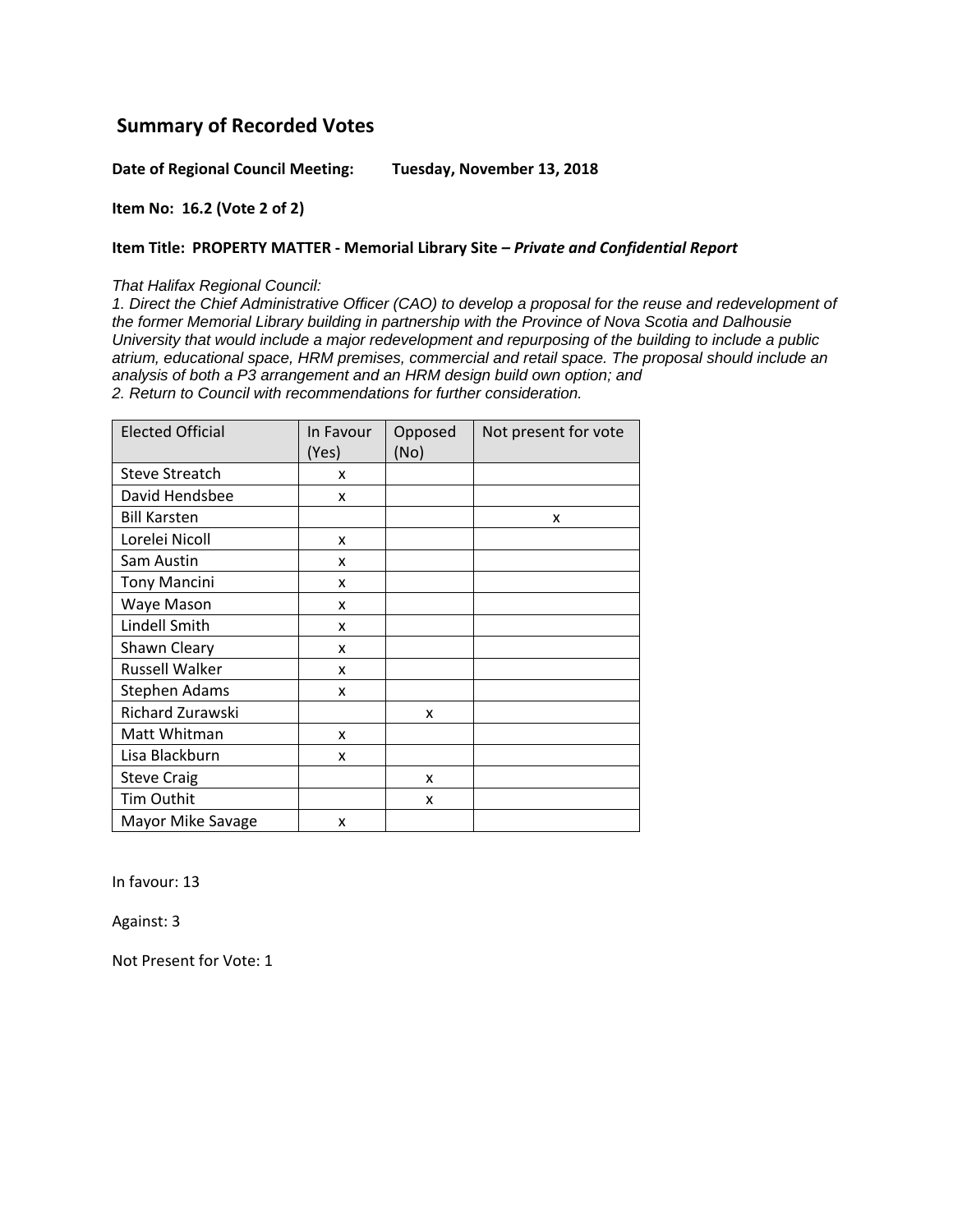## Summary of Recorded Votes

**Date of Regional Council Meeting: Tuesday, November 13, 2018**

**Item No: 16.2 (Vote 2 of 2)**

**Item Title: PROPERTY MATTER - Memorial Library Site –** ***Private and Confidential Report***

*That Halifax Regional Council:*
*1. Direct the Chief Administrative Officer (CAO) to develop a proposal for the reuse and redevelopment of the former Memorial Library building in partnership with the Province of Nova Scotia and Dalhousie University that would include a major redevelopment and repurposing of the building to include a public atrium, educational space, HRM premises, commercial and retail space. The proposal should include an analysis of both a P3 arrangement and an HRM design build own option; and*
*2. Return to Council with recommendations for further consideration.*

| Elected Official | In Favour (Yes) | Opposed (No) | Not present for vote |
|---|---|---|---|
| Steve Streatch | x | | |
| David Hendsbee | x | | |
| Bill Karsten | | | x |
| Lorelei Nicoll | x | | |
| Sam Austin | x | | |
| Tony Mancini | x | | |
| Waye Mason | x | | |
| Lindell Smith | x | | |
| Shawn Cleary | x | | |
| Russell Walker | x | | |
| Stephen Adams | x | | |
| Richard Zurawski | | x | |
| Matt Whitman | x | | |
| Lisa Blackburn | x | | |
| Steve Craig | | x | |
| Tim Outhit | | x | |
| Mayor Mike Savage | x | | |

In favour: 13

Against: 3

Not Present for Vote: 1